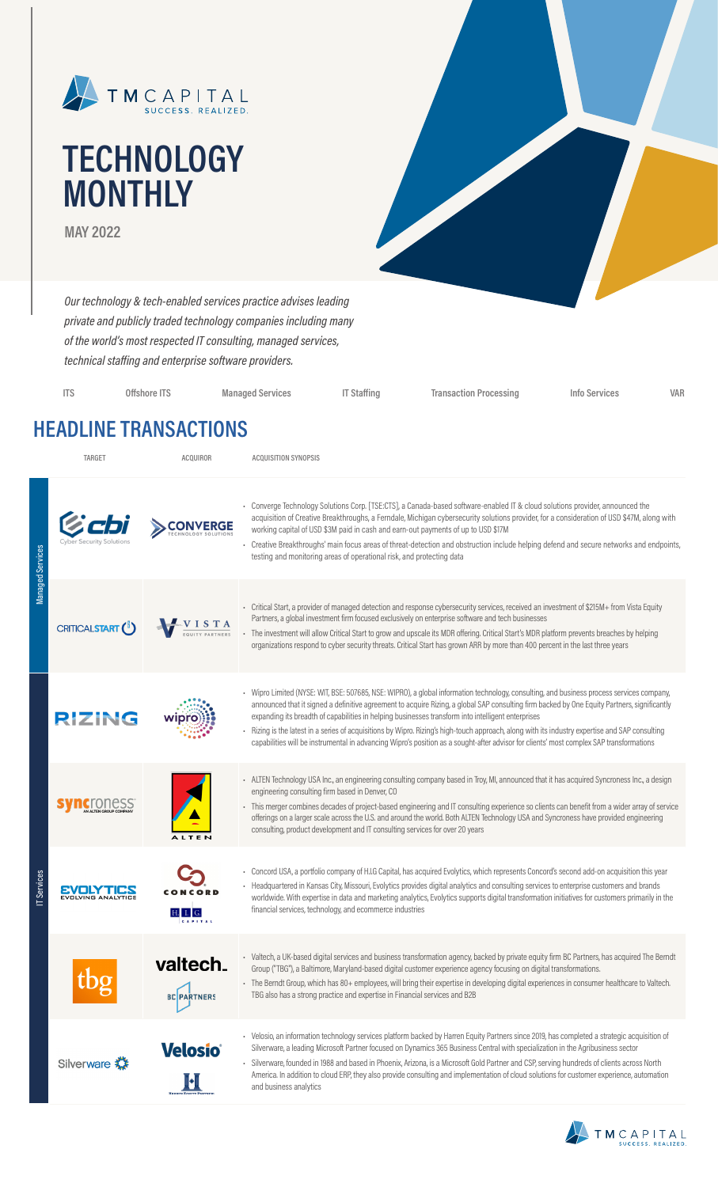TM CAPITAL
SUCCESS. REALIZED.

# TECHNOLOGY MONTHLY

**MAY 2022**

*Our technology & tech-enabled services practice advises leading private and publicly traded technology companies including many of the world's most respected IT consulting, managed services, technical staffing and enterprise software providers.*

ITS | Offshore ITS | Managed Services | IT Staffing | Transaction Processing | Info Services | VAR

## HEADLINE TRANSACTIONS

| Sector | Target | Acquiror | Acquisition Synopsis |
| --- | --- | --- | --- |
| Managed Services | cbi Cyber Security Solutions | Converge Technology Solutions | • Converge Technology Solutions Corp. [TSE:CTS], a Canada-based software-enabled IT & cloud solutions provider, announced the acquisition of Creative Breakthroughs, a Ferndale, Michigan cybersecurity solutions provider, for a consideration of USD $47M, along with working capital of USD $3M paid in cash and earn-out payments of up to USD $17M<br>• Creative Breakthroughs' main focus areas of threat-detection and obstruction include helping defend and secure networks and endpoints, testing and monitoring areas of operational risk, and protecting data |
| Managed Services | Critical Start | Vista Equity Partners | • Critical Start, a provider of managed detection and response cybersecurity services, received an investment of $215M+ from Vista Equity Partners, a global investment firm focused exclusively on enterprise software and tech businesses<br>• The investment will allow Critical Start to grow and upscale its MDR offering. Critical Start's MDR platform prevents breaches by helping organizations respond to cyber security threats. Critical Start has grown ARR by more than 400 percent in the last three years |
| IT Services | Rizing | Wipro | • Wipro Limited (NYSE: WIT, BSE: 507685, NSE: WIPRO), a global information technology, consulting, and business process services company, announced that it signed a definitive agreement to acquire Rizing, a global SAP consulting firm backed by One Equity Partners, significantly expanding its breadth of capabilities in helping businesses transform into intelligent enterprises<br>• Rizing is the latest in a series of acquisitions by Wipro. Rizing's high-touch approach, along with its industry expertise and SAP consulting capabilities will be instrumental in advancing Wipro's position as a sought-after advisor for clients' most complex SAP transformations |
| IT Services | Syncroness (An Alten Group Company) | Alten | • ALTEN Technology USA Inc., an engineering consulting company based in Troy, MI, announced that it has acquired Syncroness Inc., a design engineering consulting firm based in Denver, CO<br>• This merger combines decades of project-based engineering and IT consulting experience so clients can benefit from a wider array of service offerings on a larger scale across the U.S. and around the world. Both ALTEN Technology USA and Syncroness have provided engineering consulting, product development and IT consulting services for over 20 years |
| IT Services | Evolytics Evolving Analytics | Concord / H.I.G. Capital | • Concord USA, a portfolio company of H.I.G Capital, has acquired Evolytics, which represents Concord's second add-on acquisition this year<br>• Headquartered in Kansas City, Missouri, Evolytics provides digital analytics and consulting services to enterprise customers and brands worldwide. With expertise in data and marketing analytics, Evolytics supports digital transformation initiatives for customers primarily in the financial services, technology, and ecommerce industries |
| IT Services | tbg | valtech. / BC Partners | • Valtech, a UK-based digital services and business transformation agency, backed by private equity firm BC Partners, has acquired The Berndt Group ("TBG"), a Baltimore, Maryland-based digital customer experience agency focusing on digital transformations.<br>• The Berndt Group, which has 80+ employees, will bring their expertise in developing digital experiences in consumer healthcare to Valtech. TBG also has a strong practice and expertise in Financial services and B2B |
| IT Services | Silverware | Velosio / Harren Equity Partners | • Velosio, an information technology services platform backed by Harren Equity Partners since 2019, has completed a strategic acquisition of Silverware, a leading Microsoft Partner focused on Dynamics 365 Business Central with specialization in the Agribusiness sector<br>• Silverware, founded in 1988 and based in Phoenix, Arizona, is a Microsoft Gold Partner and CSP, serving hundreds of clients across North America. In addition to cloud ERP, they also provide consulting and implementation of cloud solutions for customer experience, automation and business analytics |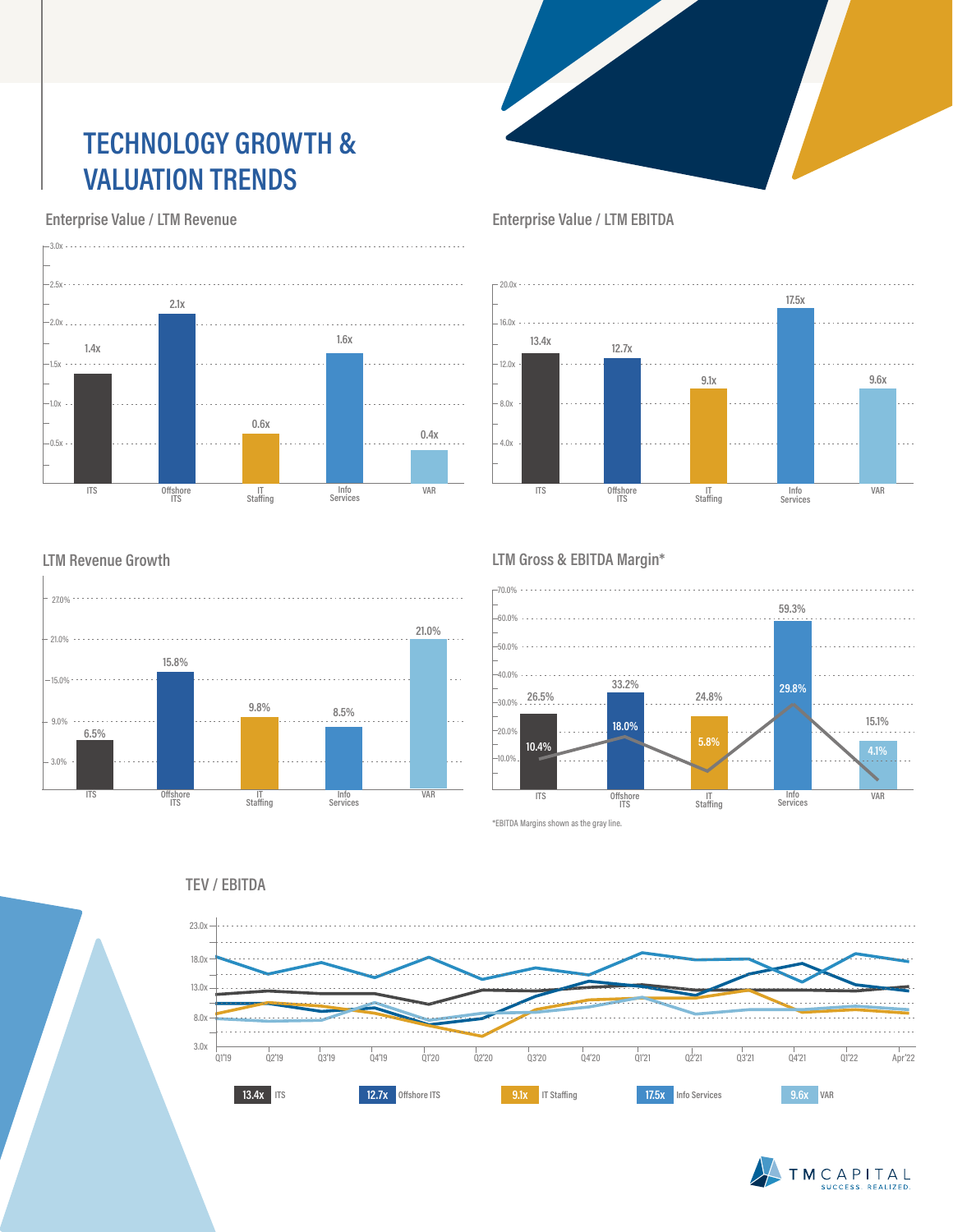# TECHNOLOGY GROWTH & VALUATION TRENDS

## Enterprise Value / LTM Revenue

| | ITS | Offshore ITS | IT Staffing | Info Services | VAR |
|---|---|---|---|---|---|
| EV / LTM Revenue | 1.4x | 2.1x | 0.6x | 1.6x | 0.4x |

## Enterprise Value / LTM EBITDA

| | ITS | Offshore ITS | IT Staffing | Info Services | VAR |
|---|---|---|---|---|---|
| EV / LTM EBITDA | 13.4x | 12.7x | 9.1x | 17.5x | 9.6x |

## LTM Revenue Growth

| | ITS | Offshore ITS | IT Staffing | Info Services | VAR |
|---|---|---|---|---|---|
| LTM Revenue Growth | 6.5% | 15.8% | 9.8% | 8.5% | 21.0% |

## LTM Gross & EBITDA Margin*

| | ITS | Offshore ITS | IT Staffing | Info Services | VAR |
|---|---|---|---|---|---|
| Gross Margin | 26.5% | 33.2% | 24.8% | 59.3% | 15.1% |
| EBITDA Margin | 10.4% | 18.0% | 5.8% | 29.8% | 4.1% |

*EBITDA Margins shown as the gray line.

## TEV / EBITDA

Q1'19 – Apr'22

| 13.4x | 12.7x | 9.1x | 17.5x | 9.6x |
|---|---|---|---|---|
| ITS | Offshore ITS | IT Staffing | Info Services | VAR |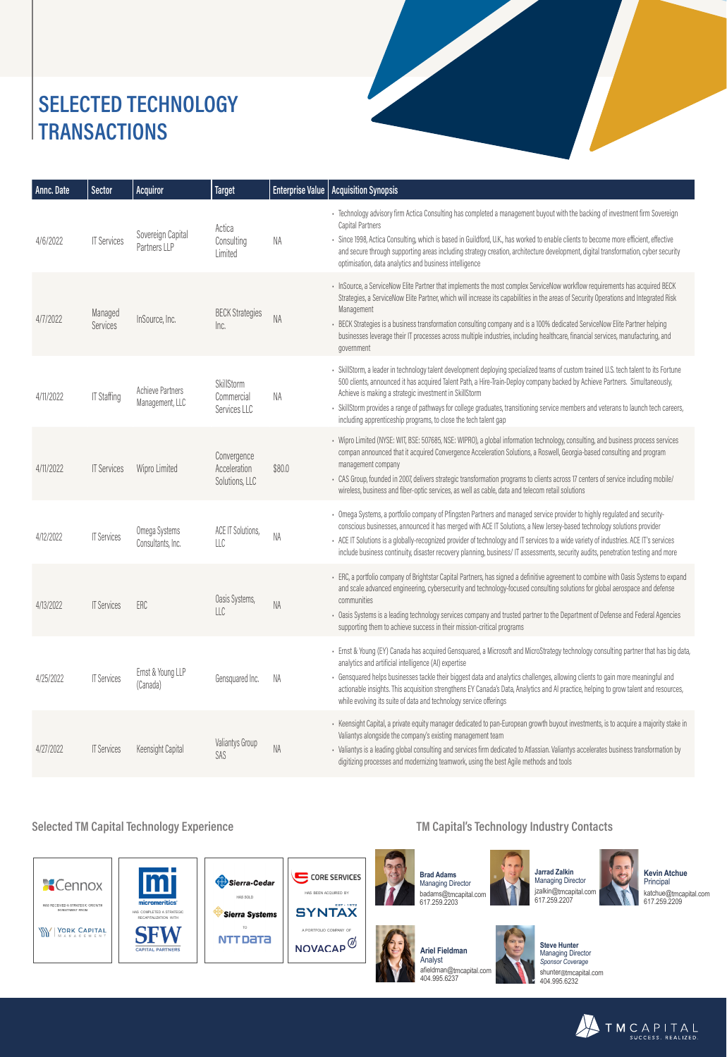# SELECTED TECHNOLOGY TRANSACTIONS

| Annc. Date | Sector | Acquiror | Target | Enterprise Value | Acquisition Synopsis |
|---|---|---|---|---|---|
| 4/6/2022 | IT Services | Sovereign Capital Partners LLP | Actica Consulting Limited | NA | • Technology advisory firm Actica Consulting has completed a management buyout with the backing of investment firm Sovereign Capital Partners<br>• Since 1998, Actica Consulting, which is based in Guildford, U.K., has worked to enable clients to become more efficient, effective and secure through supporting areas including strategy creation, architecture development, digital transformation, cyber security optimisation, data analytics and business intelligence |
| 4/7/2022 | Managed Services | InSource, Inc. | BECK Strategies Inc. | NA | • InSource, a ServiceNow Elite Partner that implements the most complex ServiceNow workflow requirements has acquired BECK Strategies, a ServiceNow Elite Partner, which will increase its capabilities in the areas of Security Operations and Integrated Risk Management<br>• BECK Strategies is a business transformation consulting company and is a 100% dedicated ServiceNow Elite Partner helping businesses leverage their IT processes across multiple industries, including healthcare, financial services, manufacturing, and government |
| 4/11/2022 | IT Staffing | Achieve Partners Management, LLC | SkillStorm Commercial Services LLC | NA | • SkillStorm, a leader in technology talent development deploying specialized teams of custom trained U.S. tech talent to its Fortune 500 clients, announced it has acquired Talent Path, a Hire-Train-Deploy company backed by Achieve Partners. Simultaneously, Achieve is making a strategic investment in SkillStorm<br>• SkillStorm provides a range of pathways for college graduates, transitioning service members and veterans to launch tech careers, including apprenticeship programs, to close the tech talent gap |
| 4/11/2022 | IT Services | Wipro Limited | Convergence Acceleration Solutions, LLC | $80.0 | • Wipro Limited (NYSE: WIT, BSE: 507685, NSE: WIPRO), a global information technology, consulting, and business process services compan announced that it acquired Convergence Acceleration Solutions, a Roswell, Georgia-based consulting and program management company<br>• CAS Group, founded in 2007, delivers strategic transformation programs to clients across 17 centers of service including mobile/ wireless, business and fiber-optic services, as well as cable, data and telecom retail solutions |
| 4/12/2022 | IT Services | Omega Systems Consultants, Inc. | ACE IT Solutions, LLC | NA | • Omega Systems, a portfolio company of Pfingsten Partners and managed service provider to highly regulated and security-conscious businesses, announced it has merged with ACE IT Solutions, a New Jersey-based technology solutions provider<br>• ACE IT Solutions is a globally-recognized provider of technology and IT services to a wide variety of industries. ACE IT's services include business continuity, disaster recovery planning, business/ IT assessments, security audits, penetration testing and more |
| 4/13/2022 | IT Services | ERC | Oasis Systems, LLC | NA | • ERC, a portfolio company of Brightstar Capital Partners, has signed a definitive agreement to combine with Oasis Systems to expand and scale advanced engineering, cybersecurity and technology-focused consulting solutions for global aerospace and defense communities<br>• Oasis Systems is a leading technology services company and trusted partner to the Department of Defense and Federal Agencies supporting them to achieve success in their mission-critical programs |
| 4/25/2022 | IT Services | Ernst & Young LLP (Canada) | Gensquared Inc. | NA | • Ernst & Young (EY) Canada has acquired Gensquared, a Microsoft and MicroStrategy technology consulting partner that has big data, analytics and artificial intelligence (AI) expertise<br>• Gensquared helps businesses tackle their biggest data and analytics challenges, allowing clients to gain more meaningful and actionable insights. This acquisition strengthens EY Canada's Data, Analytics and AI practice, helping to grow talent and resources, while evolving its suite of data and technology service offerings |
| 4/27/2022 | IT Services | Keensight Capital | Valiantys Group SAS | NA | • Keensight Capital, a private equity manager dedicated to pan-European growth buyout investments, is to acquire a majority stake in Valiantys alongside the company's existing management team<br>• Valiantys is a leading global consulting and services firm dedicated to Atlassian. Valiantys accelerates business transformation by digitizing processes and modernizing teamwork, using the best Agile methods and tools |

## Selected TM Capital Technology Experience

Cennox — HAS RECEIVED A STRATEGIC GROWTH INVESTMENT FROM — YORK CAPITAL MANAGEMENT

micromeritics — HAS COMPLETED A STRATEGIC RECAPITALIZATION WITH — SFW CAPITAL PARTNERS

Sierra-Cedar — HAS SOLD — Sierra Systems — TO — NTT DATA

CORE SERVICES — HAS BEEN ACQUIRED BY — SYNTAX — A PORTFOLIO COMPANY OF — NOVACAP

## TM Capital's Technology Industry Contacts

**Brad Adams**
Managing Director
badams@tmcapital.com
617.259.2203

**Jarrad Zalkin**
Managing Director
jzalkin@tmcapital.com
617.259.2207

**Kevin Atchue**
Principal
katchue@tmcapital.com
617.259.2209

**Ariel Fieldman**
Analyst
afieldman@tmcapital.com
404.995.6237

**Steve Hunter**
Managing Director
*Sponsor Coverage*
shunter@tmcapital.com
404.995.6232

TM CAPITAL
SUCCESS. REALIZED.